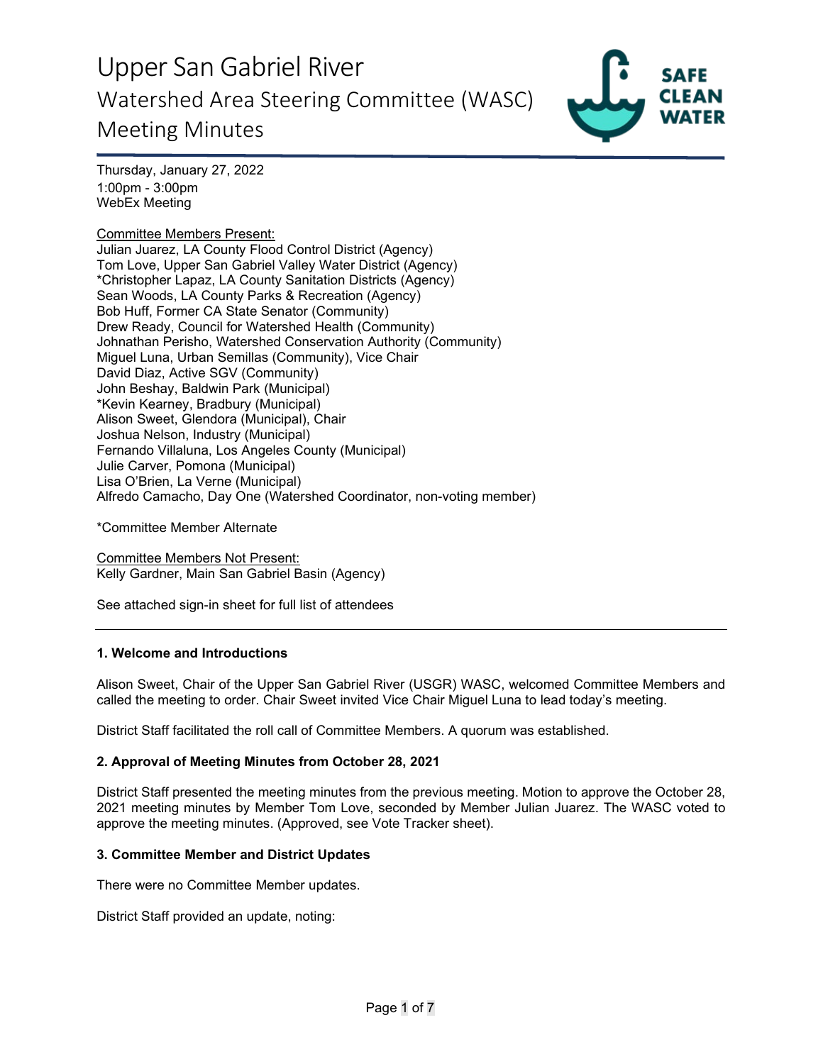# Upper San Gabriel River

## Watershed Area Steering Committee (WASC) Meeting Minutes

Thursday, January 27, 2022
1:00pm - 3:00pm
WebEx Meeting

Committee Members Present:
Julian Juarez, LA County Flood Control District (Agency)
Tom Love, Upper San Gabriel Valley Water District (Agency)
*Christopher Lapaz, LA County Sanitation Districts (Agency)
Sean Woods, LA County Parks & Recreation (Agency)
Bob Huff, Former CA State Senator (Community)
Drew Ready, Council for Watershed Health (Community)
Johnathan Perisho, Watershed Conservation Authority (Community)
Miguel Luna, Urban Semillas (Community), Vice Chair
David Diaz, Active SGV (Community)
John Beshay, Baldwin Park (Municipal)
*Kevin Kearney, Bradbury (Municipal)
Alison Sweet, Glendora (Municipal), Chair
Joshua Nelson, Industry (Municipal)
Fernando Villaluna, Los Angeles County (Municipal)
Julie Carver, Pomona (Municipal)
Lisa O'Brien, La Verne (Municipal)
Alfredo Camacho, Day One (Watershed Coordinator, non-voting member)

*Committee Member Alternate

Committee Members Not Present:
Kelly Gardner, Main San Gabriel Basin (Agency)

See attached sign-in sheet for full list of attendees

---

### 1. Welcome and Introductions

Alison Sweet, Chair of the Upper San Gabriel River (USGR) WASC, welcomed Committee Members and called the meeting to order. Chair Sweet invited Vice Chair Miguel Luna to lead today's meeting.

District Staff facilitated the roll call of Committee Members. A quorum was established.

### 2. Approval of Meeting Minutes from October 28, 2021

District Staff presented the meeting minutes from the previous meeting. Motion to approve the October 28, 2021 meeting minutes by Member Tom Love, seconded by Member Julian Juarez. The WASC voted to approve the meeting minutes. (Approved, see Vote Tracker sheet).

### 3. Committee Member and District Updates

There were no Committee Member updates.

District Staff provided an update, noting: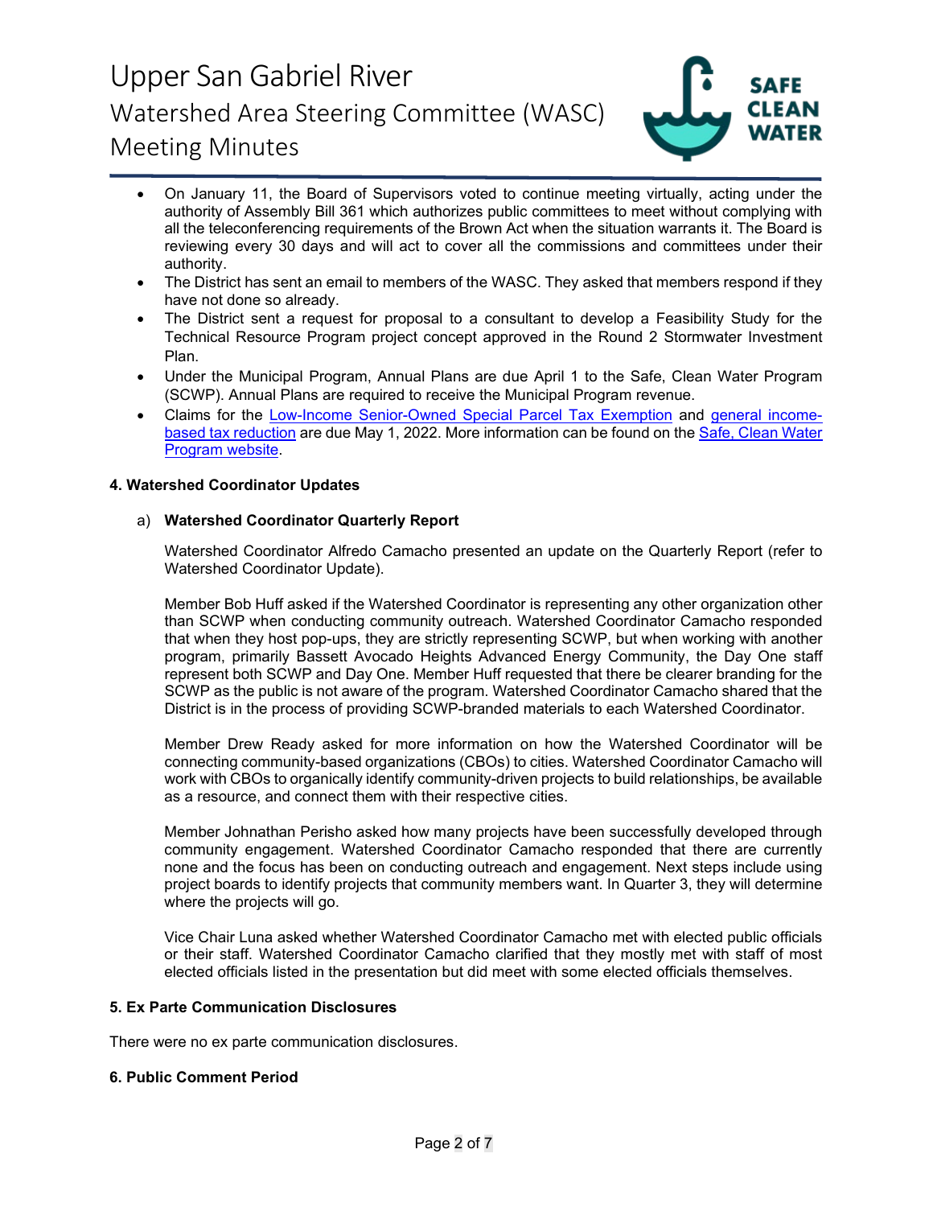- On January 11, the Board of Supervisors voted to continue meeting virtually, acting under the authority of Assembly Bill 361 which authorizes public committees to meet without complying with all the teleconferencing requirements of the Brown Act when the situation warrants it. The Board is reviewing every 30 days and will act to cover all the commissions and committees under their authority.
- The District has sent an email to members of the WASC. They asked that members respond if they have not done so already.
- The District sent a request for proposal to a consultant to develop a Feasibility Study for the Technical Resource Program project concept approved in the Round 2 Stormwater Investment Plan.
- Under the Municipal Program, Annual Plans are due April 1 to the Safe, Clean Water Program (SCWP). Annual Plans are required to receive the Municipal Program revenue.
- Claims for the Low-Income Senior-Owned Special Parcel Tax Exemption and general income-based tax reduction are due May 1, 2022. More information can be found on the Safe, Clean Water Program website.

**4. Watershed Coordinator Updates**

a) **Watershed Coordinator Quarterly Report**

Watershed Coordinator Alfredo Camacho presented an update on the Quarterly Report (refer to Watershed Coordinator Update).

Member Bob Huff asked if the Watershed Coordinator is representing any other organization other than SCWP when conducting community outreach. Watershed Coordinator Camacho responded that when they host pop-ups, they are strictly representing SCWP, but when working with another program, primarily Bassett Avocado Heights Advanced Energy Community, the Day One staff represent both SCWP and Day One. Member Huff requested that there be clearer branding for the SCWP as the public is not aware of the program. Watershed Coordinator Camacho shared that the District is in the process of providing SCWP-branded materials to each Watershed Coordinator.

Member Drew Ready asked for more information on how the Watershed Coordinator will be connecting community-based organizations (CBOs) to cities. Watershed Coordinator Camacho will work with CBOs to organically identify community-driven projects to build relationships, be available as a resource, and connect them with their respective cities.

Member Johnathan Perisho asked how many projects have been successfully developed through community engagement. Watershed Coordinator Camacho responded that there are currently none and the focus has been on conducting outreach and engagement. Next steps include using project boards to identify projects that community members want. In Quarter 3, they will determine where the projects will go.

Vice Chair Luna asked whether Watershed Coordinator Camacho met with elected public officials or their staff. Watershed Coordinator Camacho clarified that they mostly met with staff of most elected officials listed in the presentation but did meet with some elected officials themselves.

**5. Ex Parte Communication Disclosures**

There were no ex parte communication disclosures.

**6. Public Comment Period**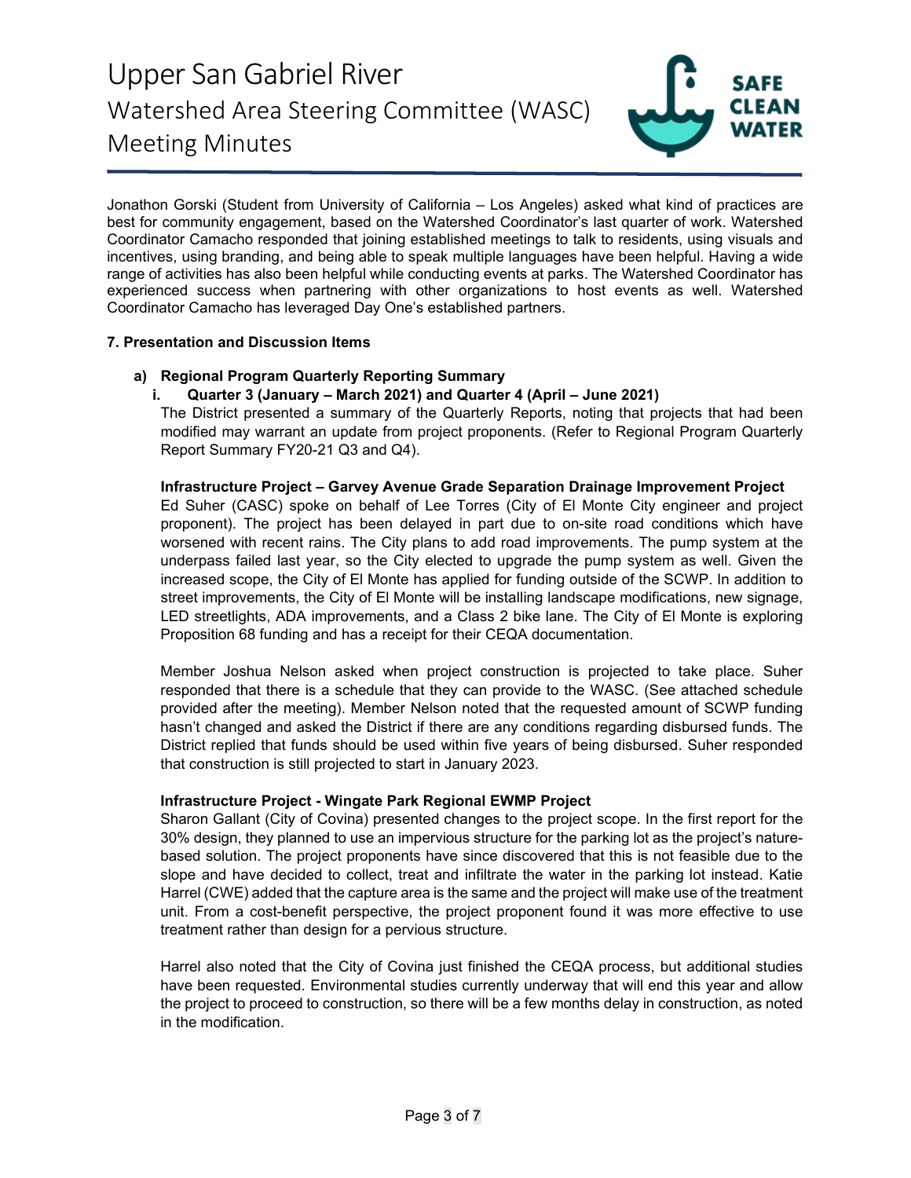Jonathon Gorski (Student from University of California – Los Angeles) asked what kind of practices are best for community engagement, based on the Watershed Coordinator's last quarter of work. Watershed Coordinator Camacho responded that joining established meetings to talk to residents, using visuals and incentives, using branding, and being able to speak multiple languages have been helpful. Having a wide range of activities has also been helpful while conducting events at parks. The Watershed Coordinator has experienced success when partnering with other organizations to host events as well. Watershed Coordinator Camacho has leveraged Day One's established partners.

**7. Presentation and Discussion Items**

**a) Regional Program Quarterly Reporting Summary**

**i. Quarter 3 (January – March 2021) and Quarter 4 (April – June 2021)**

The District presented a summary of the Quarterly Reports, noting that projects that had been modified may warrant an update from project proponents. (Refer to Regional Program Quarterly Report Summary FY20-21 Q3 and Q4).

**Infrastructure Project – Garvey Avenue Grade Separation Drainage Improvement Project**

Ed Suher (CASC) spoke on behalf of Lee Torres (City of El Monte City engineer and project proponent). The project has been delayed in part due to on-site road conditions which have worsened with recent rains. The City plans to add road improvements. The pump system at the underpass failed last year, so the City elected to upgrade the pump system as well. Given the increased scope, the City of El Monte has applied for funding outside of the SCWP. In addition to street improvements, the City of El Monte will be installing landscape modifications, new signage, LED streetlights, ADA improvements, and a Class 2 bike lane. The City of El Monte is exploring Proposition 68 funding and has a receipt for their CEQA documentation.

Member Joshua Nelson asked when project construction is projected to take place. Suher responded that there is a schedule that they can provide to the WASC. (See attached schedule provided after the meeting). Member Nelson noted that the requested amount of SCWP funding hasn't changed and asked the District if there are any conditions regarding disbursed funds. The District replied that funds should be used within five years of being disbursed. Suher responded that construction is still projected to start in January 2023.

**Infrastructure Project - Wingate Park Regional EWMP Project**

Sharon Gallant (City of Covina) presented changes to the project scope. In the first report for the 30% design, they planned to use an impervious structure for the parking lot as the project's nature-based solution. The project proponents have since discovered that this is not feasible due to the slope and have decided to collect, treat and infiltrate the water in the parking lot instead. Katie Harrel (CWE) added that the capture area is the same and the project will make use of the treatment unit. From a cost-benefit perspective, the project proponent found it was more effective to use treatment rather than design for a pervious structure.

Harrel also noted that the City of Covina just finished the CEQA process, but additional studies have been requested. Environmental studies currently underway that will end this year and allow the project to proceed to construction, so there will be a few months delay in construction, as noted in the modification.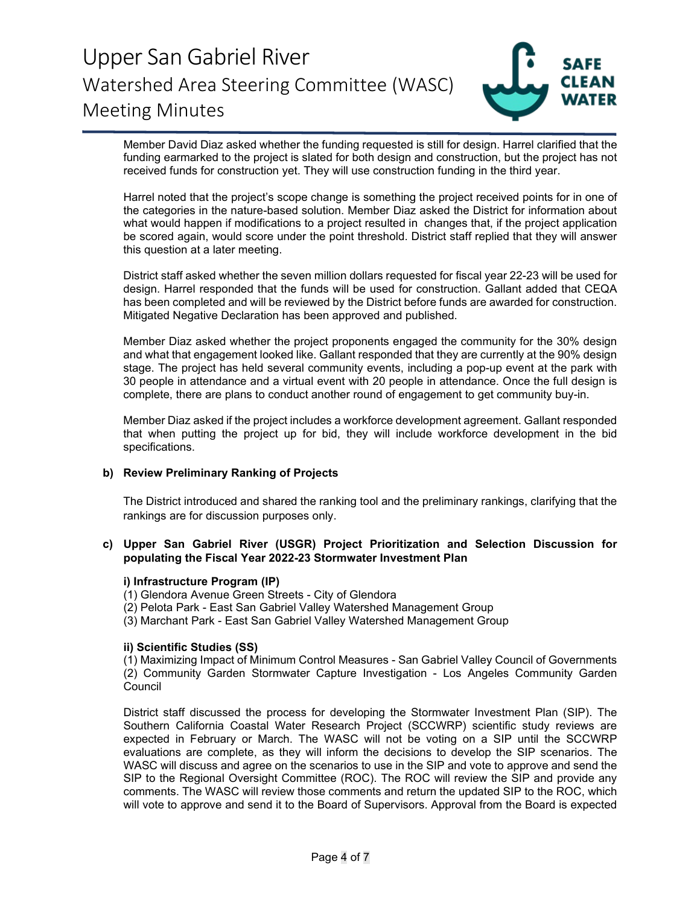Member David Diaz asked whether the funding requested is still for design. Harrel clarified that the funding earmarked to the project is slated for both design and construction, but the project has not received funds for construction yet. They will use construction funding in the third year.

Harrel noted that the project's scope change is something the project received points for in one of the categories in the nature-based solution. Member Diaz asked the District for information about what would happen if modifications to a project resulted in changes that, if the project application be scored again, would score under the point threshold. District staff replied that they will answer this question at a later meeting.

District staff asked whether the seven million dollars requested for fiscal year 22-23 will be used for design. Harrel responded that the funds will be used for construction. Gallant added that CEQA has been completed and will be reviewed by the District before funds are awarded for construction. Mitigated Negative Declaration has been approved and published.

Member Diaz asked whether the project proponents engaged the community for the 30% design and what that engagement looked like. Gallant responded that they are currently at the 90% design stage. The project has held several community events, including a pop-up event at the park with 30 people in attendance and a virtual event with 20 people in attendance. Once the full design is complete, there are plans to conduct another round of engagement to get community buy-in.

Member Diaz asked if the project includes a workforce development agreement. Gallant responded that when putting the project up for bid, they will include workforce development in the bid specifications.

**b) Review Preliminary Ranking of Projects**

The District introduced and shared the ranking tool and the preliminary rankings, clarifying that the rankings are for discussion purposes only.

**c) Upper San Gabriel River (USGR) Project Prioritization and Selection Discussion for populating the Fiscal Year 2022-23 Stormwater Investment Plan**

**i) Infrastructure Program (IP)**

(1) Glendora Avenue Green Streets - City of Glendora
(2) Pelota Park - East San Gabriel Valley Watershed Management Group
(3) Marchant Park - East San Gabriel Valley Watershed Management Group

**ii) Scientific Studies (SS)**

(1) Maximizing Impact of Minimum Control Measures - San Gabriel Valley Council of Governments
(2) Community Garden Stormwater Capture Investigation - Los Angeles Community Garden Council

District staff discussed the process for developing the Stormwater Investment Plan (SIP). The Southern California Coastal Water Research Project (SCCWRP) scientific study reviews are expected in February or March. The WASC will not be voting on a SIP until the SCCWRP evaluations are complete, as they will inform the decisions to develop the SIP scenarios. The WASC will discuss and agree on the scenarios to use in the SIP and vote to approve and send the SIP to the Regional Oversight Committee (ROC). The ROC will review the SIP and provide any comments. The WASC will review those comments and return the updated SIP to the ROC, which will vote to approve and send it to the Board of Supervisors. Approval from the Board is expected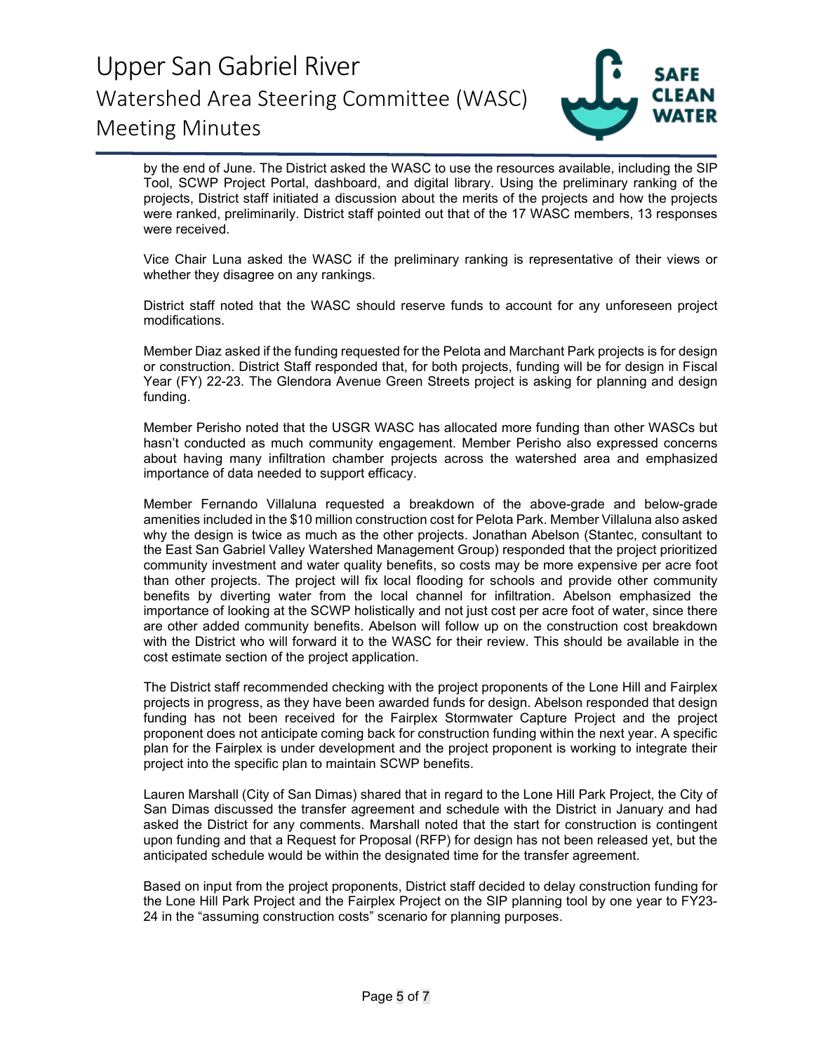by the end of June. The District asked the WASC to use the resources available, including the SIP Tool, SCWP Project Portal, dashboard, and digital library. Using the preliminary ranking of the projects, District staff initiated a discussion about the merits of the projects and how the projects were ranked, preliminarily. District staff pointed out that of the 17 WASC members, 13 responses were received.

Vice Chair Luna asked the WASC if the preliminary ranking is representative of their views or whether they disagree on any rankings.

District staff noted that the WASC should reserve funds to account for any unforeseen project modifications.

Member Diaz asked if the funding requested for the Pelota and Marchant Park projects is for design or construction. District Staff responded that, for both projects, funding will be for design in Fiscal Year (FY) 22-23. The Glendora Avenue Green Streets project is asking for planning and design funding.

Member Perisho noted that the USGR WASC has allocated more funding than other WASCs but hasn't conducted as much community engagement. Member Perisho also expressed concerns about having many infiltration chamber projects across the watershed area and emphasized importance of data needed to support efficacy.

Member Fernando Villaluna requested a breakdown of the above-grade and below-grade amenities included in the $10 million construction cost for Pelota Park. Member Villaluna also asked why the design is twice as much as the other projects. Jonathan Abelson (Stantec, consultant to the East San Gabriel Valley Watershed Management Group) responded that the project prioritized community investment and water quality benefits, so costs may be more expensive per acre foot than other projects. The project will fix local flooding for schools and provide other community benefits by diverting water from the local channel for infiltration. Abelson emphasized the importance of looking at the SCWP holistically and not just cost per acre foot of water, since there are other added community benefits. Abelson will follow up on the construction cost breakdown with the District who will forward it to the WASC for their review. This should be available in the cost estimate section of the project application.

The District staff recommended checking with the project proponents of the Lone Hill and Fairplex projects in progress, as they have been awarded funds for design. Abelson responded that design funding has not been received for the Fairplex Stormwater Capture Project and the project proponent does not anticipate coming back for construction funding within the next year. A specific plan for the Fairplex is under development and the project proponent is working to integrate their project into the specific plan to maintain SCWP benefits.

Lauren Marshall (City of San Dimas) shared that in regard to the Lone Hill Park Project, the City of San Dimas discussed the transfer agreement and schedule with the District in January and had asked the District for any comments. Marshall noted that the start for construction is contingent upon funding and that a Request for Proposal (RFP) for design has not been released yet, but the anticipated schedule would be within the designated time for the transfer agreement.

Based on input from the project proponents, District staff decided to delay construction funding for the Lone Hill Park Project and the Fairplex Project on the SIP planning tool by one year to FY23-24 in the "assuming construction costs" scenario for planning purposes.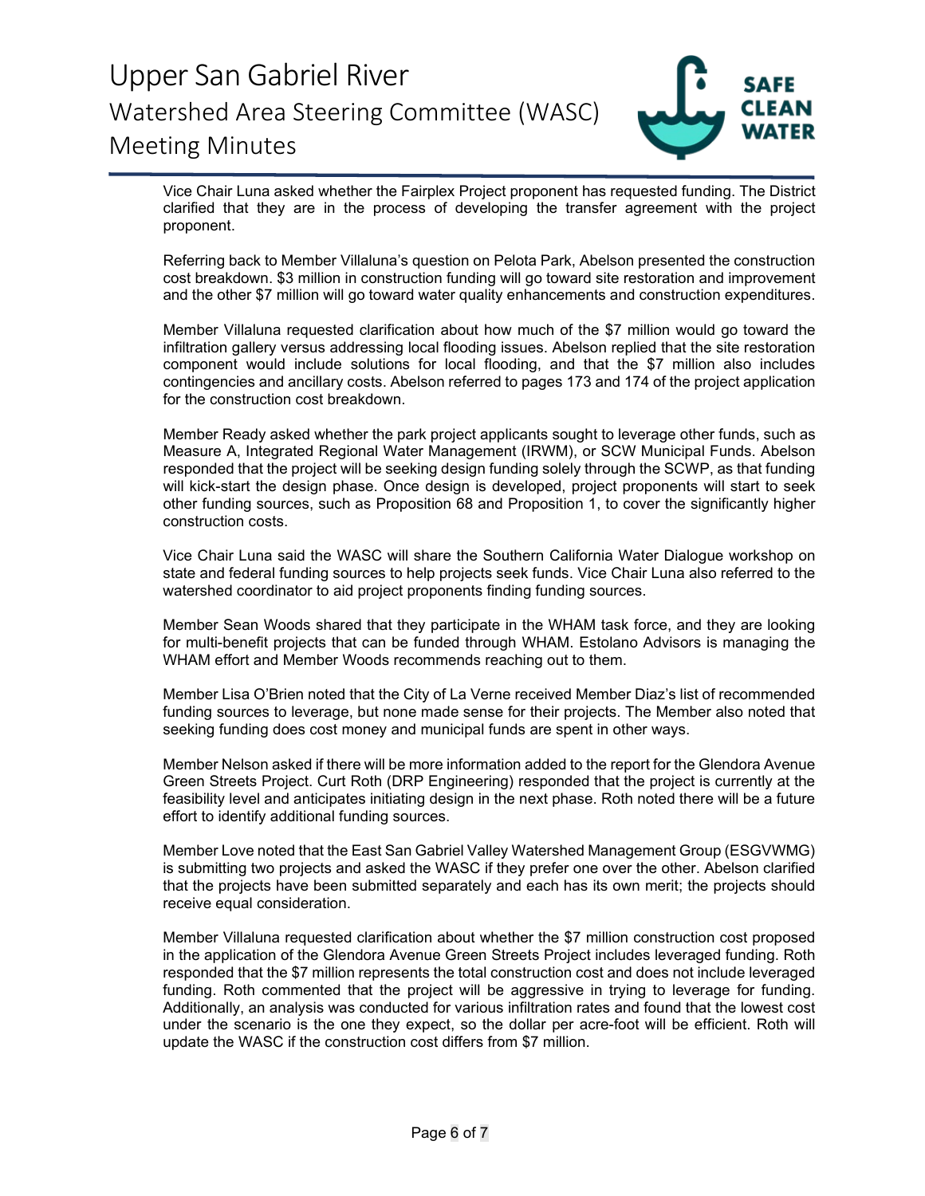Vice Chair Luna asked whether the Fairplex Project proponent has requested funding. The District clarified that they are in the process of developing the transfer agreement with the project proponent.

Referring back to Member Villaluna's question on Pelota Park, Abelson presented the construction cost breakdown. $3 million in construction funding will go toward site restoration and improvement and the other $7 million will go toward water quality enhancements and construction expenditures.

Member Villaluna requested clarification about how much of the $7 million would go toward the infiltration gallery versus addressing local flooding issues. Abelson replied that the site restoration component would include solutions for local flooding, and that the $7 million also includes contingencies and ancillary costs. Abelson referred to pages 173 and 174 of the project application for the construction cost breakdown.

Member Ready asked whether the park project applicants sought to leverage other funds, such as Measure A, Integrated Regional Water Management (IRWM), or SCW Municipal Funds. Abelson responded that the project will be seeking design funding solely through the SCWP, as that funding will kick-start the design phase. Once design is developed, project proponents will start to seek other funding sources, such as Proposition 68 and Proposition 1, to cover the significantly higher construction costs.

Vice Chair Luna said the WASC will share the Southern California Water Dialogue workshop on state and federal funding sources to help projects seek funds. Vice Chair Luna also referred to the watershed coordinator to aid project proponents finding funding sources.

Member Sean Woods shared that they participate in the WHAM task force, and they are looking for multi-benefit projects that can be funded through WHAM. Estolano Advisors is managing the WHAM effort and Member Woods recommends reaching out to them.

Member Lisa O'Brien noted that the City of La Verne received Member Diaz's list of recommended funding sources to leverage, but none made sense for their projects. The Member also noted that seeking funding does cost money and municipal funds are spent in other ways.

Member Nelson asked if there will be more information added to the report for the Glendora Avenue Green Streets Project. Curt Roth (DRP Engineering) responded that the project is currently at the feasibility level and anticipates initiating design in the next phase. Roth noted there will be a future effort to identify additional funding sources.

Member Love noted that the East San Gabriel Valley Watershed Management Group (ESGVWMG) is submitting two projects and asked the WASC if they prefer one over the other. Abelson clarified that the projects have been submitted separately and each has its own merit; the projects should receive equal consideration.

Member Villaluna requested clarification about whether the $7 million construction cost proposed in the application of the Glendora Avenue Green Streets Project includes leveraged funding. Roth responded that the $7 million represents the total construction cost and does not include leveraged funding. Roth commented that the project will be aggressive in trying to leverage for funding. Additionally, an analysis was conducted for various infiltration rates and found that the lowest cost under the scenario is the one they expect, so the dollar per acre-foot will be efficient. Roth will update the WASC if the construction cost differs from $7 million.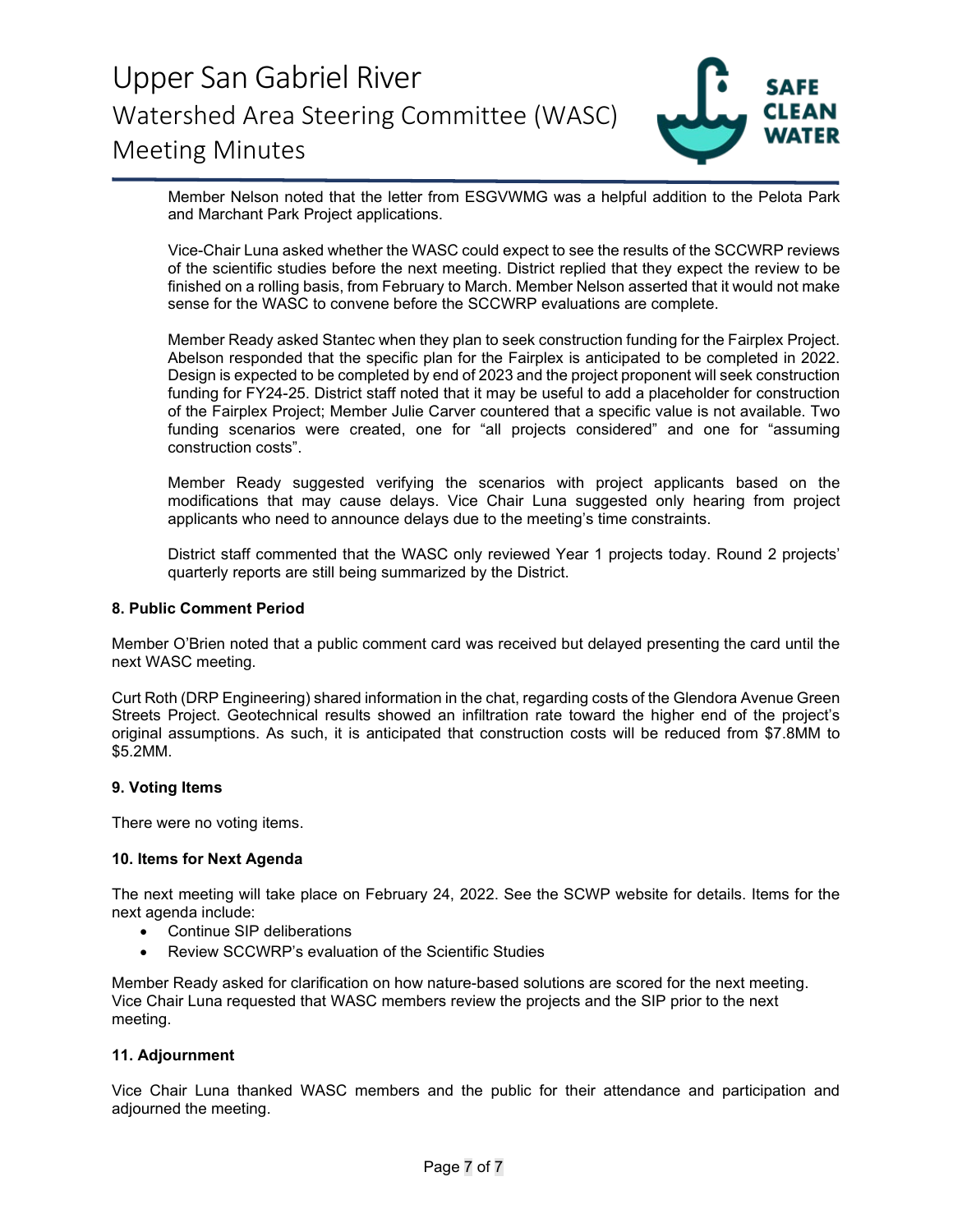Member Nelson noted that the letter from ESGVWMG was a helpful addition to the Pelota Park and Marchant Park Project applications.

Vice-Chair Luna asked whether the WASC could expect to see the results of the SCCWRP reviews of the scientific studies before the next meeting. District replied that they expect the review to be finished on a rolling basis, from February to March. Member Nelson asserted that it would not make sense for the WASC to convene before the SCCWRP evaluations are complete.

Member Ready asked Stantec when they plan to seek construction funding for the Fairplex Project. Abelson responded that the specific plan for the Fairplex is anticipated to be completed in 2022. Design is expected to be completed by end of 2023 and the project proponent will seek construction funding for FY24-25. District staff noted that it may be useful to add a placeholder for construction of the Fairplex Project; Member Julie Carver countered that a specific value is not available. Two funding scenarios were created, one for "all projects considered" and one for "assuming construction costs".

Member Ready suggested verifying the scenarios with project applicants based on the modifications that may cause delays. Vice Chair Luna suggested only hearing from project applicants who need to announce delays due to the meeting's time constraints.

District staff commented that the WASC only reviewed Year 1 projects today. Round 2 projects' quarterly reports are still being summarized by the District.

**8. Public Comment Period**

Member O'Brien noted that a public comment card was received but delayed presenting the card until the next WASC meeting.

Curt Roth (DRP Engineering) shared information in the chat, regarding costs of the Glendora Avenue Green Streets Project. Geotechnical results showed an infiltration rate toward the higher end of the project's original assumptions. As such, it is anticipated that construction costs will be reduced from $7.8MM to $5.2MM.

**9. Voting Items**

There were no voting items.

**10. Items for Next Agenda**

The next meeting will take place on February 24, 2022. See the SCWP website for details. Items for the next agenda include:

- Continue SIP deliberations
- Review SCCWRP's evaluation of the Scientific Studies

Member Ready asked for clarification on how nature-based solutions are scored for the next meeting. Vice Chair Luna requested that WASC members review the projects and the SIP prior to the next meeting.

**11. Adjournment**

Vice Chair Luna thanked WASC members and the public for their attendance and participation and adjourned the meeting.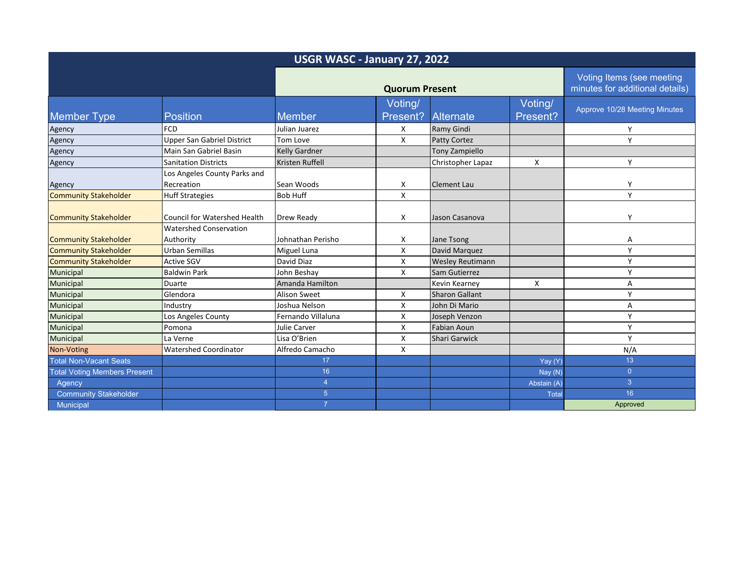| USGR WASC - January 27, 2022 | | | | | | |
|---|---|---|---|---|---|---|
| | | Quorum Present | | | | Voting Items (see meeting minutes for additional details) |
| Member Type | Position | Member | Voting/ Present? | Alternate | Voting/ Present? | Approve 10/28 Meeting Minutes |
| Agency | FCD | Julian Juarez | X | Ramy Gindi | | Y |
| Agency | Upper San Gabriel District | Tom Love | X | Patty Cortez | | Y |
| Agency | Main San Gabriel Basin | Kelly Gardner | | Tony Zampiello | | |
| Agency | Sanitation Districts | Kristen Ruffell | | Christopher Lapaz | X | Y |
| Agency | Los Angeles County Parks and Recreation | Sean Woods | X | Clement Lau | | Y |
| Community Stakeholder | Huff Strategies | Bob Huff | X | | | Y |
| Community Stakeholder | Council for Watershed Health | Drew Ready | X | Jason Casanova | | Y |
| Community Stakeholder | Watershed Conservation Authority | Johnathan Perisho | X | Jane Tsong | | A |
| Community Stakeholder | Urban Semillas | Miguel Luna | X | David Marquez | | Y |
| Community Stakeholder | Active SGV | David Diaz | X | Wesley Reutimann | | Y |
| Municipal | Baldwin Park | John Beshay | X | Sam Gutierrez | | Y |
| Municipal | Duarte | Amanda Hamilton | | Kevin Kearney | X | A |
| Municipal | Glendora | Alison Sweet | X | Sharon Gallant | | Y |
| Municipal | Industry | Joshua Nelson | X | John Di Mario | | A |
| Municipal | Los Angeles County | Fernando Villaluna | X | Joseph Venzon | | Y |
| Municipal | Pomona | Julie Carver | X | Fabian Aoun | | Y |
| Municipal | La Verne | Lisa O'Brien | X | Shari Garwick | | Y |
| Non-Voting | Watershed Coordinator | Alfredo Camacho | X | | | N/A |
| Total Non-Vacant Seats | | 17 | | | Yay (Y) | 13 |
| Total Voting Members Present | | 16 | | | Nay (N) | 0 |
| Agency | | 4 | | | Abstain (A) | 3 |
| Community Stakeholder | | 5 | | | Total | 16 |
| Municipal | | 7 | | | | Approved |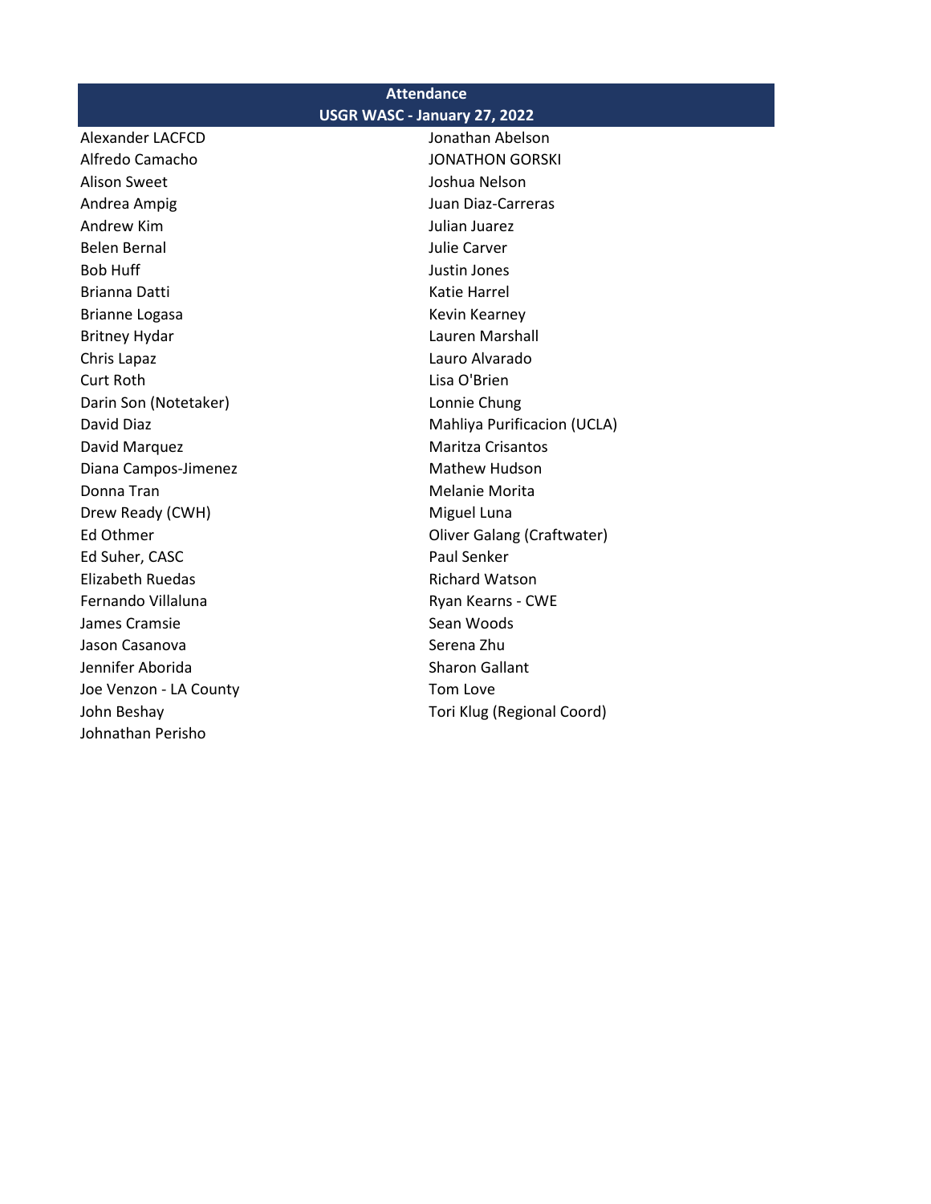## Attendance

## USGR WASC - January 27, 2022

Alexander LACFCD
Alfredo Camacho
Alison Sweet
Andrea Ampig
Andrew Kim
Belen Bernal
Bob Huff
Brianna Datti
Brianne Logasa
Britney Hydar
Chris Lapaz
Curt Roth
Darin Son (Notetaker)
David Diaz
David Marquez
Diana Campos-Jimenez
Donna Tran
Drew Ready (CWH)
Ed Othmer
Ed Suher, CASC
Elizabeth Ruedas
Fernando Villaluna
James Cramsie
Jason Casanova
Jennifer Aborida
Joe Venzon - LA County
John Beshay
Johnathan Perisho
Jonathan Abelson
JONATHON GORSKI
Joshua Nelson
Juan Diaz-Carreras
Julian Juarez
Julie Carver
Justin Jones
Katie Harrel
Kevin Kearney
Lauren Marshall
Lauro Alvarado
Lisa O'Brien
Lonnie Chung
Mahliya Purificacion (UCLA)
Maritza Crisantos
Mathew Hudson
Melanie Morita
Miguel Luna
Oliver Galang (Craftwater)
Paul Senker
Richard Watson
Ryan Kearns - CWE
Sean Woods
Serena Zhu
Sharon Gallant
Tom Love
Tori Klug (Regional Coord)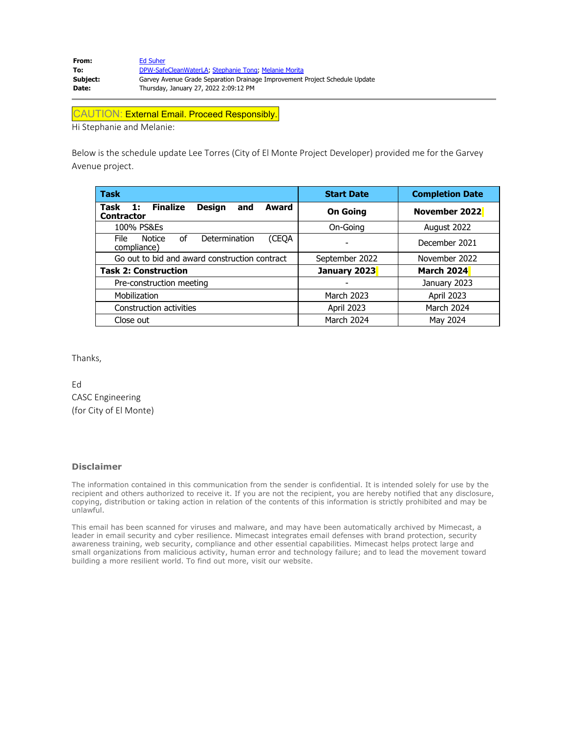**From:** Ed Suher
**To:** DPW-SafeCleanWaterLA; Stephanie Tong; Melanie Morita
**Subject:** Garvey Avenue Grade Separation Drainage Improvement Project Schedule Update
**Date:** Thursday, January 27, 2022 2:09:12 PM

CAUTION: External Email. Proceed Responsibly.

Hi Stephanie and Melanie:

Below is the schedule update Lee Torres (City of El Monte Project Developer) provided me for the Garvey Avenue project.

| Task | Start Date | Completion Date |
|---|---|---|
| **Task 1: Finalize Design and Award Contractor** | **On Going** | **November 2022** |
| 100% PS&Es | On-Going | August 2022 |
| File Notice of Determination (CEQA compliance) | - | December 2021 |
| Go out to bid and award construction contract | September 2022 | November 2022 |
| **Task 2: Construction** | **January 2023** | **March 2024** |
| Pre-construction meeting | - | January 2023 |
| Mobilization | March 2023 | April 2023 |
| Construction activities | April 2023 | March 2024 |
| Close out | March 2024 | May 2024 |

Thanks,

Ed
CASC Engineering
(for City of El Monte)

**Disclaimer**

The information contained in this communication from the sender is confidential. It is intended solely for use by the recipient and others authorized to receive it. If you are not the recipient, you are hereby notified that any disclosure, copying, distribution or taking action in relation of the contents of this information is strictly prohibited and may be unlawful.

This email has been scanned for viruses and malware, and may have been automatically archived by Mimecast, a leader in email security and cyber resilience. Mimecast integrates email defenses with brand protection, security awareness training, web security, compliance and other essential capabilities. Mimecast helps protect large and small organizations from malicious activity, human error and technology failure; and to lead the movement toward building a more resilient world. To find out more, visit our website.